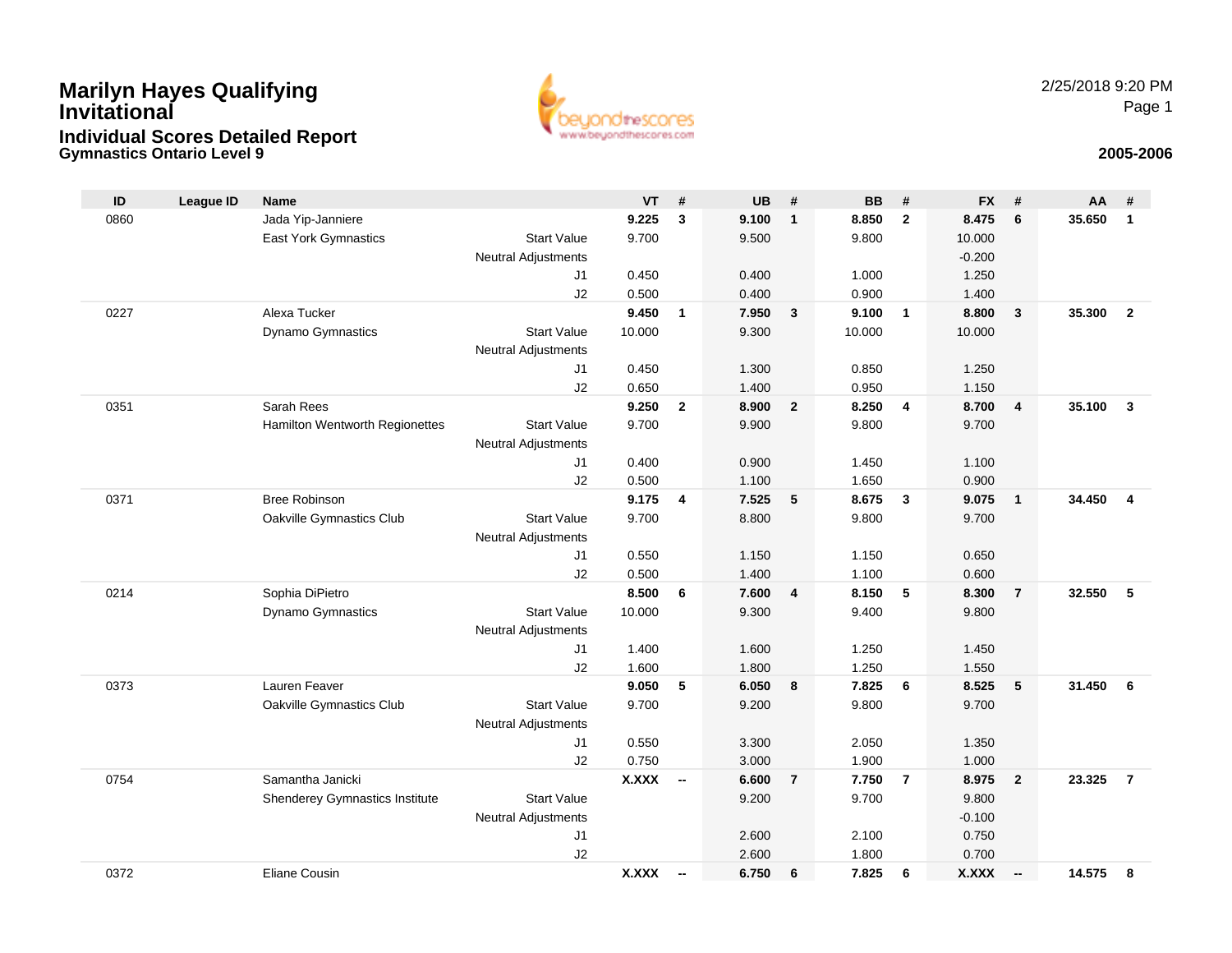# Marilyn Hayes Qualifying Invitational

## Individual Scores Detailed Report

### Gymnastics Ontario Level 9

2/25/2018 9:20 PM

**2005-2006**

| ID | League ID | Name | | VT | # | UB | # | BB | # | FX | # | AA | # |
|---|---|---|---|---|---|---|---|---|---|---|---|---|---|
| 0860 | | Jada Yip-Janniere | | **9.225** | **3** | **9.100** | **1** | **8.850** | **2** | **8.475** | **6** | **35.650** | **1** |
| | | East York Gymnastics | Start Value | 9.700 | | 9.500 | | 9.800 | | 10.000 | | | |
| | | | Neutral Adjustments | | | | | | | -0.200 | | | |
| | | | J1 | 0.450 | | 0.400 | | 1.000 | | 1.250 | | | |
| | | | J2 | 0.500 | | 0.400 | | 0.900 | | 1.400 | | | |
| 0227 | | Alexa Tucker | | **9.450** | **1** | **7.950** | **3** | **9.100** | **1** | **8.800** | **3** | **35.300** | **2** |
| | | Dynamo Gymnastics | Start Value | 10.000 | | 9.300 | | 10.000 | | 10.000 | | | |
| | | | Neutral Adjustments | | | | | | | | | | |
| | | | J1 | 0.450 | | 1.300 | | 0.850 | | 1.250 | | | |
| | | | J2 | 0.650 | | 1.400 | | 0.950 | | 1.150 | | | |
| 0351 | | Sarah Rees | | **9.250** | **2** | **8.900** | **2** | **8.250** | **4** | **8.700** | **4** | **35.100** | **3** |
| | | Hamilton Wentworth Regionettes | Start Value | 9.700 | | 9.900 | | 9.800 | | 9.700 | | | |
| | | | Neutral Adjustments | | | | | | | | | | |
| | | | J1 | 0.400 | | 0.900 | | 1.450 | | 1.100 | | | |
| | | | J2 | 0.500 | | 1.100 | | 1.650 | | 0.900 | | | |
| 0371 | | Bree Robinson | | **9.175** | **4** | **7.525** | **5** | **8.675** | **3** | **9.075** | **1** | **34.450** | **4** |
| | | Oakville Gymnastics Club | Start Value | 9.700 | | 8.800 | | 9.800 | | 9.700 | | | |
| | | | Neutral Adjustments | | | | | | | | | | |
| | | | J1 | 0.550 | | 1.150 | | 1.150 | | 0.650 | | | |
| | | | J2 | 0.500 | | 1.400 | | 1.100 | | 0.600 | | | |
| 0214 | | Sophia DiPietro | | **8.500** | **6** | **7.600** | **4** | **8.150** | **5** | **8.300** | **7** | **32.550** | **5** |
| | | Dynamo Gymnastics | Start Value | 10.000 | | 9.300 | | 9.400 | | 9.800 | | | |
| | | | Neutral Adjustments | | | | | | | | | | |
| | | | J1 | 1.400 | | 1.600 | | 1.250 | | 1.450 | | | |
| | | | J2 | 1.600 | | 1.800 | | 1.250 | | 1.550 | | | |
| 0373 | | Lauren Feaver | | **9.050** | **5** | **6.050** | **8** | **7.825** | **6** | **8.525** | **5** | **31.450** | **6** |
| | | Oakville Gymnastics Club | Start Value | 9.700 | | 9.200 | | 9.800 | | 9.700 | | | |
| | | | Neutral Adjustments | | | | | | | | | | |
| | | | J1 | 0.550 | | 3.300 | | 2.050 | | 1.350 | | | |
| | | | J2 | 0.750 | | 3.000 | | 1.900 | | 1.000 | | | |
| 0754 | | Samantha Janicki | | **X.XXX** | **--** | **6.600** | **7** | **7.750** | **7** | **8.975** | **2** | **23.325** | **7** |
| | | Shenderey Gymnastics Institute | Start Value | | | 9.200 | | 9.700 | | 9.800 | | | |
| | | | Neutral Adjustments | | | | | | | -0.100 | | | |
| | | | J1 | | | 2.600 | | 2.100 | | 0.750 | | | |
| | | | J2 | | | 2.600 | | 1.800 | | 0.700 | | | |
| 0372 | | Eliane Cousin | | **X.XXX** | **--** | **6.750** | **6** | **7.825** | **6** | **X.XXX** | **--** | **14.575** | **8** |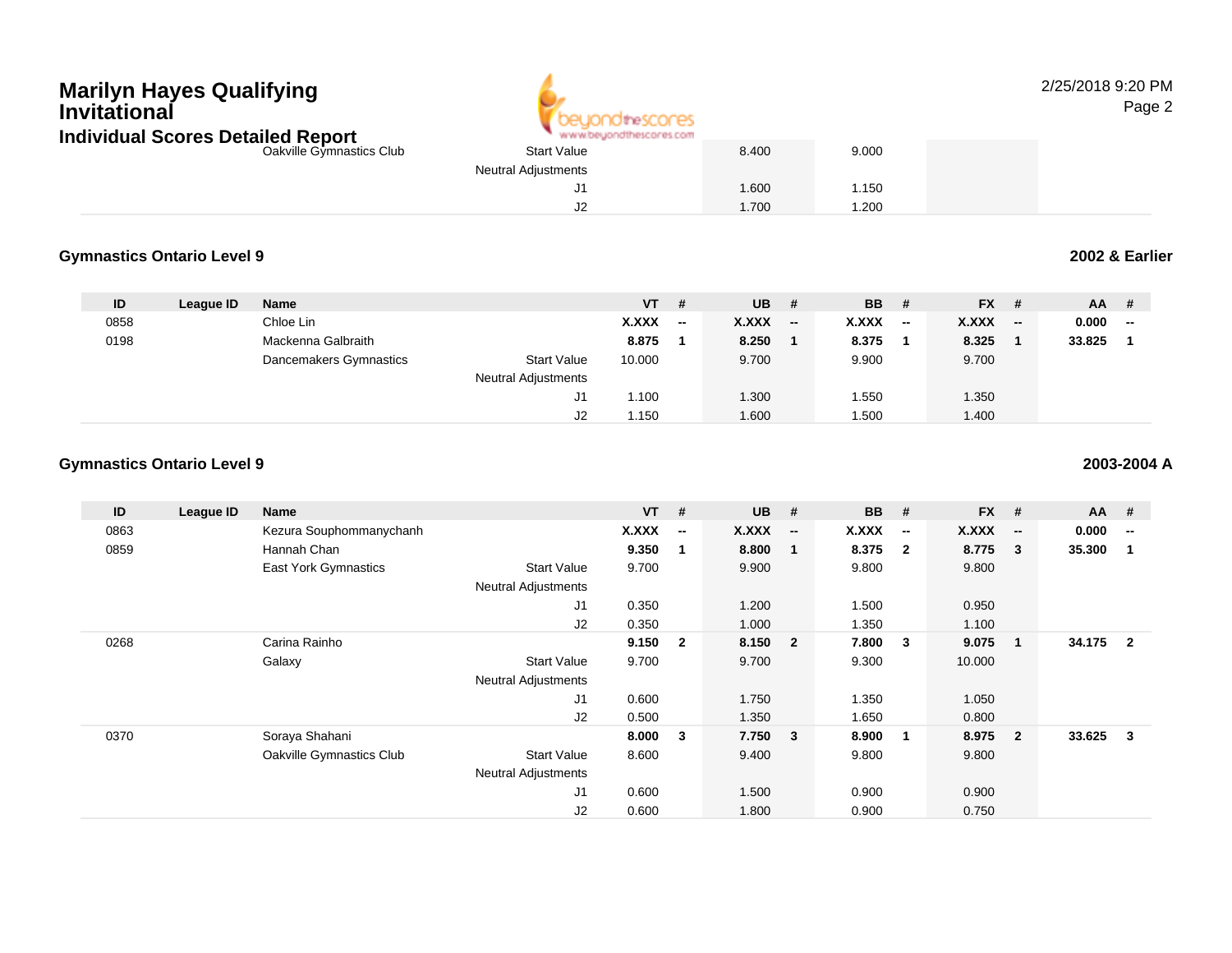| | | | | | | | | | | | | | |
|---|---|---|---|---|---|---|---|---|---|---|---|---|---|
| | | Oakville Gymnastics Club | Start Value | | | 8.400 | | 9.000 | | | | | |
| | | | Neutral Adjustments | | | | | | | | | | |
| | | | J1 | | | 1.600 | | 1.150 | | | | | |
| | | | J2 | | | 1.700 | | 1.200 | | | | | |

### Gymnastics Ontario Level 9

**2002 & Earlier**

| ID | League ID | Name | | VT | # | UB | # | BB | # | FX | # | AA | # |
|---|---|---|---|---|---|---|---|---|---|---|---|---|---|
| 0858 | | Chloe Lin | | **X.XXX** | **--** | **X.XXX** | **--** | **X.XXX** | **--** | **X.XXX** | **--** | **0.000** | **--** |
| 0198 | | Mackenna Galbraith | | **8.875** | **1** | **8.250** | **1** | **8.375** | **1** | **8.325** | **1** | **33.825** | **1** |
| | | Dancemakers Gymnastics | Start Value | 10.000 | | 9.700 | | 9.900 | | 9.700 | | | |
| | | | Neutral Adjustments | | | | | | | | | | |
| | | | J1 | 1.100 | | 1.300 | | 1.550 | | 1.350 | | | |
| | | | J2 | 1.150 | | 1.600 | | 1.500 | | 1.400 | | | |

### Gymnastics Ontario Level 9

**2003-2004 A**

| ID | League ID | Name | | VT | # | UB | # | BB | # | FX | # | AA | # |
|---|---|---|---|---|---|---|---|---|---|---|---|---|---|
| 0863 | | Kezura Souphommanychanh | | **X.XXX** | **--** | **X.XXX** | **--** | **X.XXX** | **--** | **X.XXX** | **--** | **0.000** | **--** |
| 0859 | | Hannah Chan | | **9.350** | **1** | **8.800** | **1** | **8.375** | **2** | **8.775** | **3** | **35.300** | **1** |
| | | East York Gymnastics | Start Value | 9.700 | | 9.900 | | 9.800 | | 9.800 | | | |
| | | | Neutral Adjustments | | | | | | | | | | |
| | | | J1 | 0.350 | | 1.200 | | 1.500 | | 0.950 | | | |
| | | | J2 | 0.350 | | 1.000 | | 1.350 | | 1.100 | | | |
| 0268 | | Carina Rainho | | **9.150** | **2** | **8.150** | **2** | **7.800** | **3** | **9.075** | **1** | **34.175** | **2** |
| | | Galaxy | Start Value | 9.700 | | 9.700 | | 9.300 | | 10.000 | | | |
| | | | Neutral Adjustments | | | | | | | | | | |
| | | | J1 | 0.600 | | 1.750 | | 1.350 | | 1.050 | | | |
| | | | J2 | 0.500 | | 1.350 | | 1.650 | | 0.800 | | | |
| 0370 | | Soraya Shahani | | **8.000** | **3** | **7.750** | **3** | **8.900** | **1** | **8.975** | **2** | **33.625** | **3** |
| | | Oakville Gymnastics Club | Start Value | 8.600 | | 9.400 | | 9.800 | | 9.800 | | | |
| | | | Neutral Adjustments | | | | | | | | | | |
| | | | J1 | 0.600 | | 1.500 | | 0.900 | | 0.900 | | | |
| | | | J2 | 0.600 | | 1.800 | | 0.900 | | 0.750 | | | |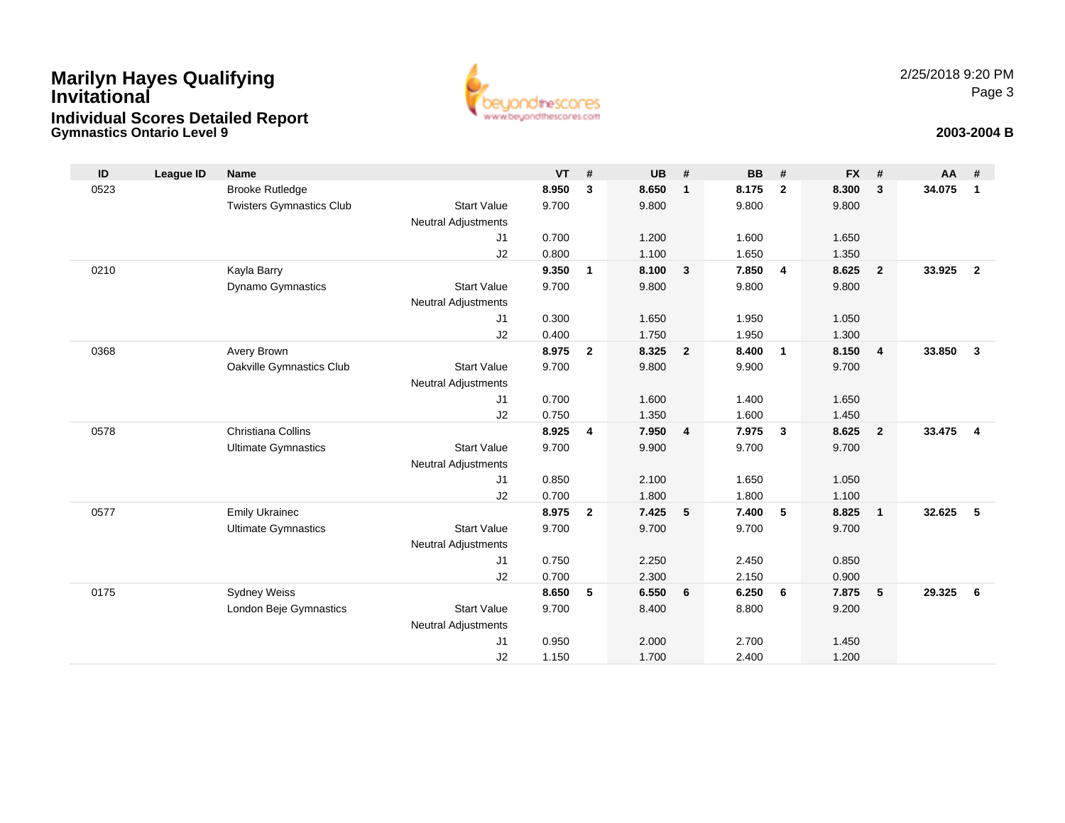# Marilyn Hayes Qualifying Invitational

## Individual Scores Detailed Report

### Gymnastics Ontario Level 9

2/25/2018 9:20 PM

**2003-2004 B**

| ID | League ID | Name | | VT | # | UB | # | BB | # | FX | # | AA | # |
|---|---|---|---|---|---|---|---|---|---|---|---|---|---|
| 0523 | | Brooke Rutledge | | **8.950** | **3** | **8.650** | **1** | **8.175** | **2** | **8.300** | **3** | **34.075** | **1** |
| | | Twisters Gymnastics Club | Start Value | 9.700 | | 9.800 | | 9.800 | | 9.800 | | | |
| | | | Neutral Adjustments | | | | | | | | | | |
| | | | J1 | 0.700 | | 1.200 | | 1.600 | | 1.650 | | | |
| | | | J2 | 0.800 | | 1.100 | | 1.650 | | 1.350 | | | |
| 0210 | | Kayla Barry | | **9.350** | **1** | **8.100** | **3** | **7.850** | **4** | **8.625** | **2** | **33.925** | **2** |
| | | Dynamo Gymnastics | Start Value | 9.700 | | 9.800 | | 9.800 | | 9.800 | | | |
| | | | Neutral Adjustments | | | | | | | | | | |
| | | | J1 | 0.300 | | 1.650 | | 1.950 | | 1.050 | | | |
| | | | J2 | 0.400 | | 1.750 | | 1.950 | | 1.300 | | | |
| 0368 | | Avery Brown | | **8.975** | **2** | **8.325** | **2** | **8.400** | **1** | **8.150** | **4** | **33.850** | **3** |
| | | Oakville Gymnastics Club | Start Value | 9.700 | | 9.800 | | 9.900 | | 9.700 | | | |
| | | | Neutral Adjustments | | | | | | | | | | |
| | | | J1 | 0.700 | | 1.600 | | 1.400 | | 1.650 | | | |
| | | | J2 | 0.750 | | 1.350 | | 1.600 | | 1.450 | | | |
| 0578 | | Christiana Collins | | **8.925** | **4** | **7.950** | **4** | **7.975** | **3** | **8.625** | **2** | **33.475** | **4** |
| | | Ultimate Gymnastics | Start Value | 9.700 | | 9.900 | | 9.700 | | 9.700 | | | |
| | | | Neutral Adjustments | | | | | | | | | | |
| | | | J1 | 0.850 | | 2.100 | | 1.650 | | 1.050 | | | |
| | | | J2 | 0.700 | | 1.800 | | 1.800 | | 1.100 | | | |
| 0577 | | Emily Ukrainec | | **8.975** | **2** | **7.425** | **5** | **7.400** | **5** | **8.825** | **1** | **32.625** | **5** |
| | | Ultimate Gymnastics | Start Value | 9.700 | | 9.700 | | 9.700 | | 9.700 | | | |
| | | | Neutral Adjustments | | | | | | | | | | |
| | | | J1 | 0.750 | | 2.250 | | 2.450 | | 0.850 | | | |
| | | | J2 | 0.700 | | 2.300 | | 2.150 | | 0.900 | | | |
| 0175 | | Sydney Weiss | | **8.650** | **5** | **6.550** | **6** | **6.250** | **6** | **7.875** | **5** | **29.325** | **6** |
| | | London Beje Gymnastics | Start Value | 9.700 | | 8.400 | | 8.800 | | 9.200 | | | |
| | | | Neutral Adjustments | | | | | | | | | | |
| | | | J1 | 0.950 | | 2.000 | | 2.700 | | 1.450 | | | |
| | | | J2 | 1.150 | | 1.700 | | 2.400 | | 1.200 | | | |